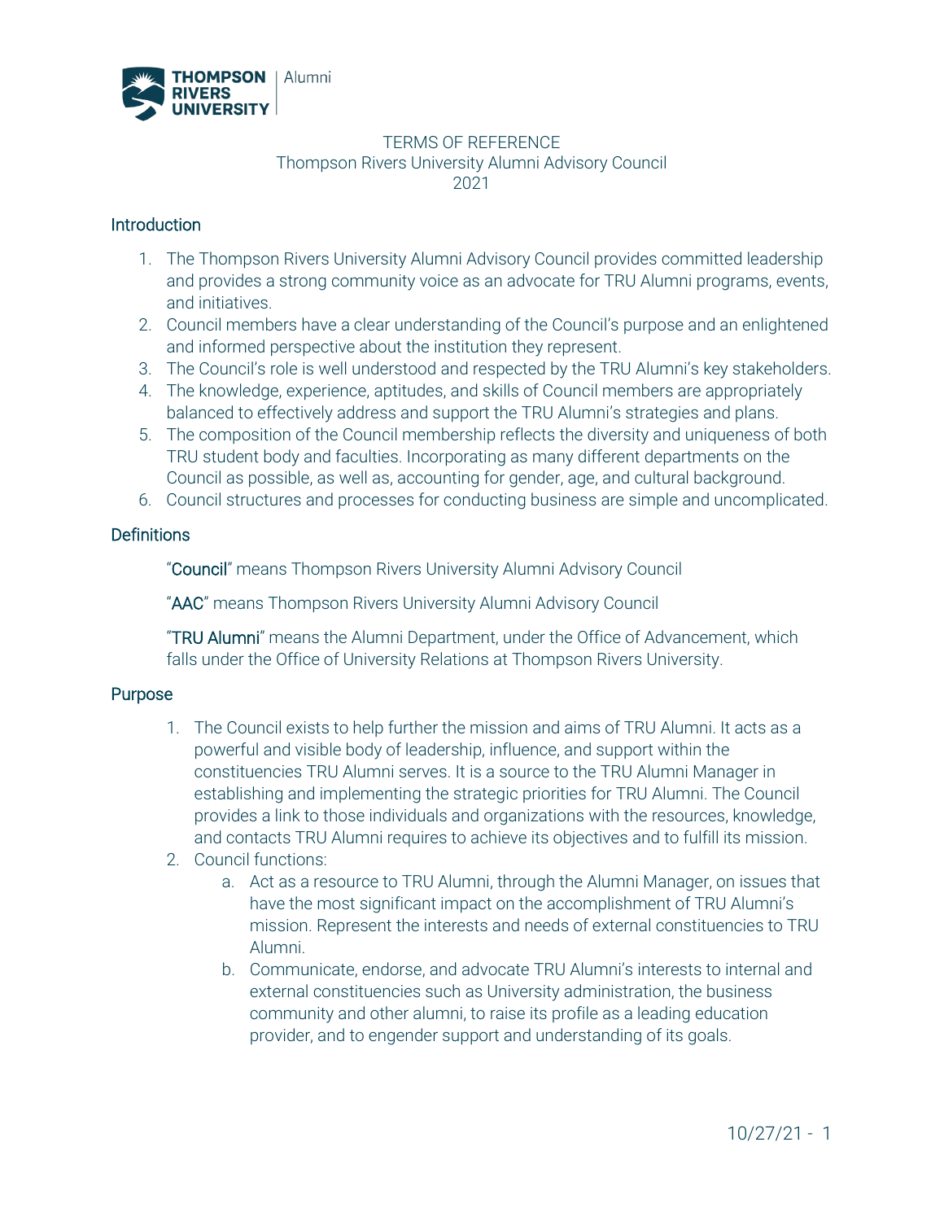TERMS OF REFERENCE
Thompson Rivers University Alumni Advisory Council
2021

## Introduction

1. The Thompson Rivers University Alumni Advisory Council provides committed leadership and provides a strong community voice as an advocate for TRU Alumni programs, events, and initiatives.
2. Council members have a clear understanding of the Council's purpose and an enlightened and informed perspective about the institution they represent.
3. The Council's role is well understood and respected by the TRU Alumni's key stakeholders.
4. The knowledge, experience, aptitudes, and skills of Council members are appropriately balanced to effectively address and support the TRU Alumni's strategies and plans.
5. The composition of the Council membership reflects the diversity and uniqueness of both TRU student body and faculties. Incorporating as many different departments on the Council as possible, as well as, accounting for gender, age, and cultural background.
6. Council structures and processes for conducting business are simple and uncomplicated.

## Definitions

"**Council**" means Thompson Rivers University Alumni Advisory Council

"**AAC**" means Thompson Rivers University Alumni Advisory Council

"**TRU Alumni**" means the Alumni Department, under the Office of Advancement, which falls under the Office of University Relations at Thompson Rivers University.

## Purpose

1. The Council exists to help further the mission and aims of TRU Alumni. It acts as a powerful and visible body of leadership, influence, and support within the constituencies TRU Alumni serves. It is a source to the TRU Alumni Manager in establishing and implementing the strategic priorities for TRU Alumni. The Council provides a link to those individuals and organizations with the resources, knowledge, and contacts TRU Alumni requires to achieve its objectives and to fulfill its mission.
2. Council functions:
   a. Act as a resource to TRU Alumni, through the Alumni Manager, on issues that have the most significant impact on the accomplishment of TRU Alumni's mission. Represent the interests and needs of external constituencies to TRU Alumni.
   b. Communicate, endorse, and advocate TRU Alumni's interests to internal and external constituencies such as University administration, the business community and other alumni, to raise its profile as a leading education provider, and to engender support and understanding of its goals.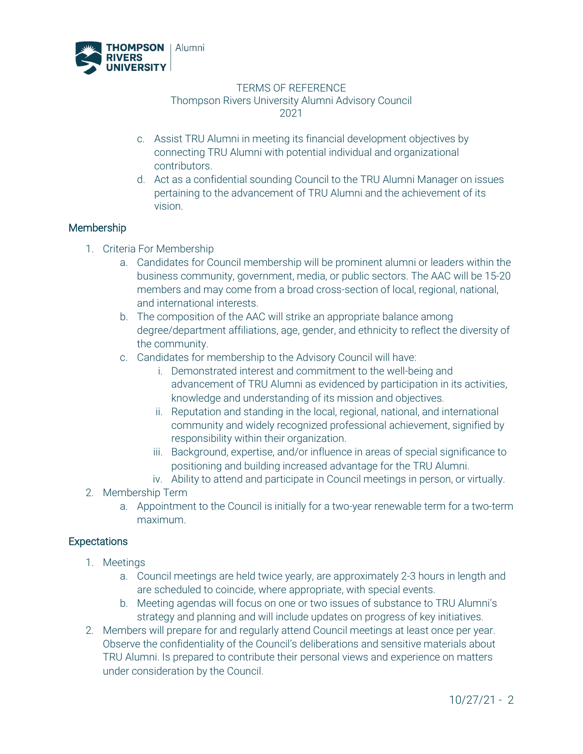TERMS OF REFERENCE
Thompson Rivers University Alumni Advisory Council
2021

c. Assist TRU Alumni in meeting its financial development objectives by connecting TRU Alumni with potential individual and organizational contributors.
d. Act as a confidential sounding Council to the TRU Alumni Manager on issues pertaining to the advancement of TRU Alumni and the achievement of its vision.

## Membership

1. Criteria For Membership
   a. Candidates for Council membership will be prominent alumni or leaders within the business community, government, media, or public sectors. The AAC will be 15-20 members and may come from a broad cross-section of local, regional, national, and international interests.
   b. The composition of the AAC will strike an appropriate balance among degree/department affiliations, age, gender, and ethnicity to reflect the diversity of the community.
   c. Candidates for membership to the Advisory Council will have:
      i. Demonstrated interest and commitment to the well-being and advancement of TRU Alumni as evidenced by participation in its activities, knowledge and understanding of its mission and objectives.
      ii. Reputation and standing in the local, regional, national, and international community and widely recognized professional achievement, signified by responsibility within their organization.
      iii. Background, expertise, and/or influence in areas of special significance to positioning and building increased advantage for the TRU Alumni.
      iv. Ability to attend and participate in Council meetings in person, or virtually.
2. Membership Term
   a. Appointment to the Council is initially for a two-year renewable term for a two-term maximum.

## Expectations

1. Meetings
   a. Council meetings are held twice yearly, are approximately 2-3 hours in length and are scheduled to coincide, where appropriate, with special events.
   b. Meeting agendas will focus on one or two issues of substance to TRU Alumni's strategy and planning and will include updates on progress of key initiatives.
2. Members will prepare for and regularly attend Council meetings at least once per year. Observe the confidentiality of the Council's deliberations and sensitive materials about TRU Alumni. Is prepared to contribute their personal views and experience on matters under consideration by the Council.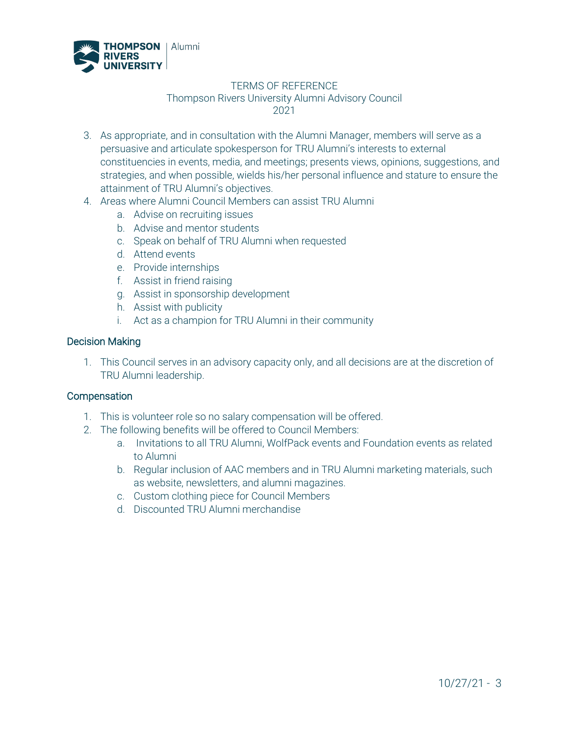TERMS OF REFERENCE
Thompson Rivers University Alumni Advisory Council
2021

3. As appropriate, and in consultation with the Alumni Manager, members will serve as a persuasive and articulate spokesperson for TRU Alumni's interests to external constituencies in events, media, and meetings; presents views, opinions, suggestions, and strategies, and when possible, wields his/her personal influence and stature to ensure the attainment of TRU Alumni's objectives.
4. Areas where Alumni Council Members can assist TRU Alumni
    a. Advise on recruiting issues
    b. Advise and mentor students
    c. Speak on behalf of TRU Alumni when requested
    d. Attend events
    e. Provide internships
    f. Assist in friend raising
    g. Assist in sponsorship development
    h. Assist with publicity
    i. Act as a champion for TRU Alumni in their community

## Decision Making

1. This Council serves in an advisory capacity only, and all decisions are at the discretion of TRU Alumni leadership.

## Compensation

1. This is volunteer role so no salary compensation will be offered.
2. The following benefits will be offered to Council Members:
    a. Invitations to all TRU Alumni, WolfPack events and Foundation events as related to Alumni
    b. Regular inclusion of AAC members and in TRU Alumni marketing materials, such as website, newsletters, and alumni magazines.
    c. Custom clothing piece for Council Members
    d. Discounted TRU Alumni merchandise